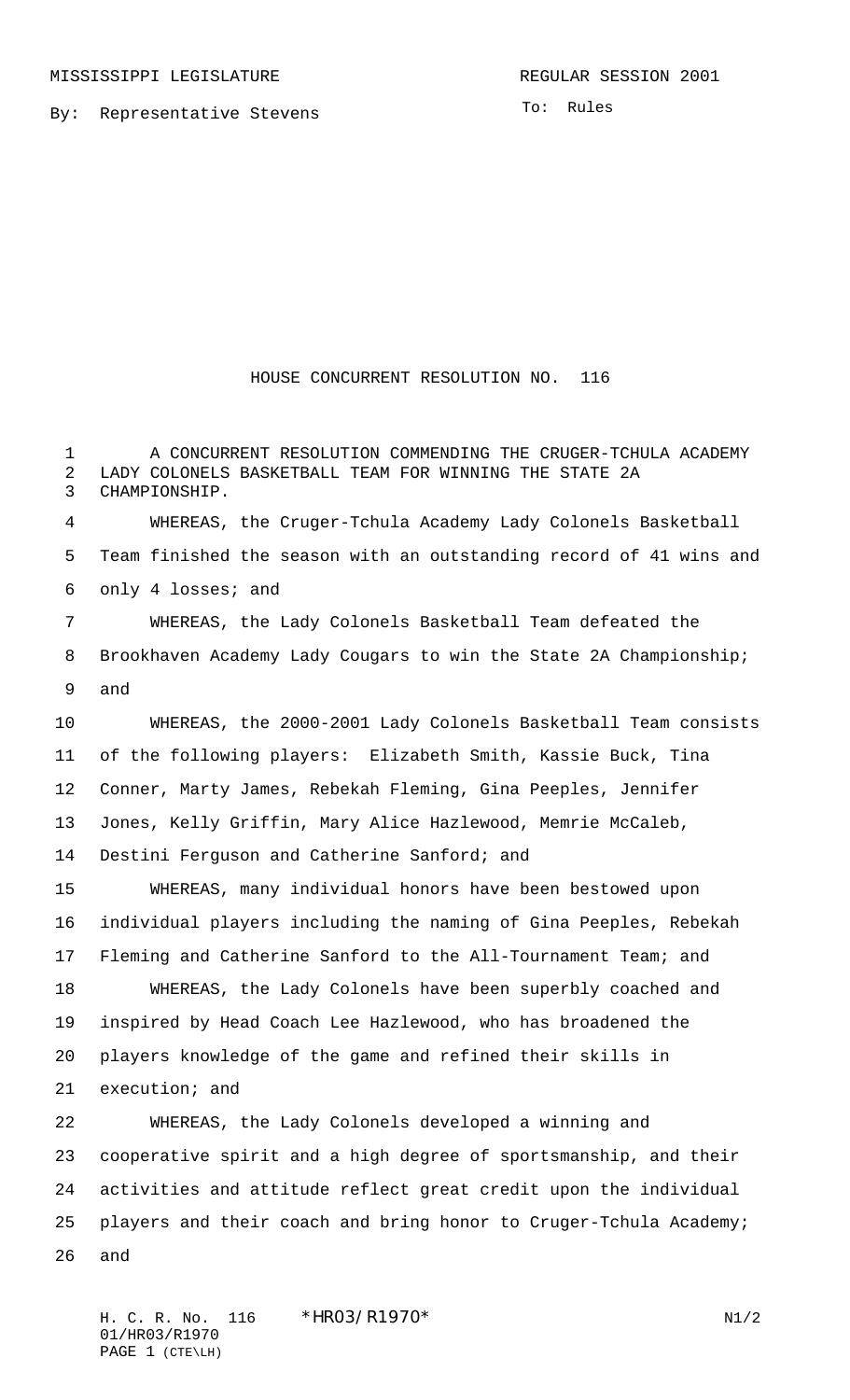MISSISSIPPI LEGISLATURE REGULAR SESSION 2001

By: Representative Stevens

To: Rules

# HOUSE CONCURRENT RESOLUTION NO. 116

A CONCURRENT RESOLUTION COMMENDING THE CRUGER-TCHULA ACADEMY LADY COLONELS BASKETBALL TEAM FOR WINNING THE STATE 2A CHAMPIONSHIP.

WHEREAS, the Cruger-Tchula Academy Lady Colonels Basketball Team finished the season with an outstanding record of 41 wins and only 4 losses; and

WHEREAS, the Lady Colonels Basketball Team defeated the Brookhaven Academy Lady Cougars to win the State 2A Championship; and

WHEREAS, the 2000-2001 Lady Colonels Basketball Team consists of the following players: Elizabeth Smith, Kassie Buck, Tina Conner, Marty James, Rebekah Fleming, Gina Peeples, Jennifer Jones, Kelly Griffin, Mary Alice Hazlewood, Memrie McCaleb, Destini Ferguson and Catherine Sanford; and

WHEREAS, many individual honors have been bestowed upon individual players including the naming of Gina Peeples, Rebekah Fleming and Catherine Sanford to the All-Tournament Team; and

WHEREAS, the Lady Colonels have been superbly coached and inspired by Head Coach Lee Hazlewood, who has broadened the players knowledge of the game and refined their skills in execution; and

WHEREAS, the Lady Colonels developed a winning and cooperative spirit and a high degree of sportsmanship, and their activities and attitude reflect great credit upon the individual players and their coach and bring honor to Cruger-Tchula Academy; and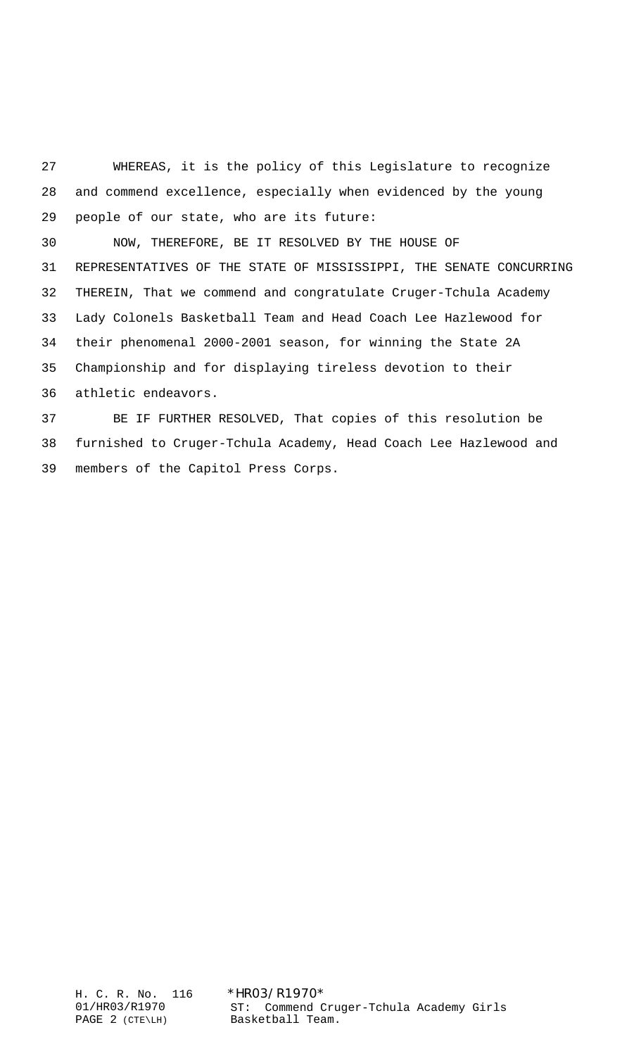WHEREAS, it is the policy of this Legislature to recognize and commend excellence, especially when evidenced by the young people of our state, who are its future:

NOW, THEREFORE, BE IT RESOLVED BY THE HOUSE OF REPRESENTATIVES OF THE STATE OF MISSISSIPPI, THE SENATE CONCURRING THEREIN, That we commend and congratulate Cruger-Tchula Academy Lady Colonels Basketball Team and Head Coach Lee Hazlewood for their phenomenal 2000-2001 season, for winning the State 2A Championship and for displaying tireless devotion to their athletic endeavors.

BE IF FURTHER RESOLVED, That copies of this resolution be furnished to Cruger-Tchula Academy, Head Coach Lee Hazlewood and members of the Capitol Press Corps.